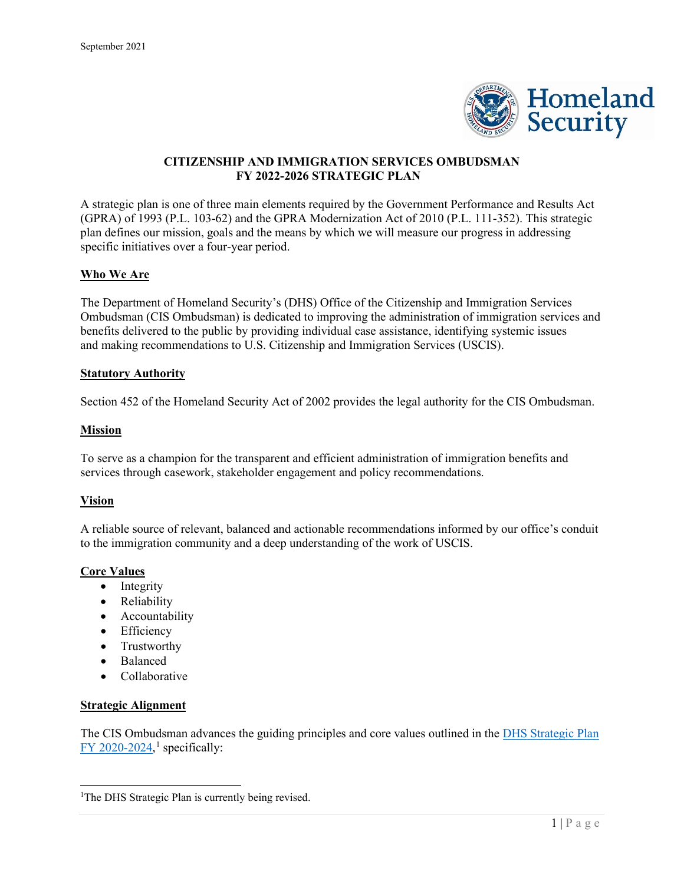September 2021

# CITIZENSHIP AND IMMIGRATION SERVICES OMBUDSMAN FY 2022-2026 STRATEGIC PLAN

A strategic plan is one of three main elements required by the Government Performance and Results Act (GPRA) of 1993 (P.L. 103-62) and the GPRA Modernization Act of 2010 (P.L. 111-352). This strategic plan defines our mission, goals and the means by which we will measure our progress in addressing specific initiatives over a four-year period.

## Who We Are

The Department of Homeland Security's (DHS) Office of the Citizenship and Immigration Services Ombudsman (CIS Ombudsman) is dedicated to improving the administration of immigration services and benefits delivered to the public by providing individual case assistance, identifying systemic issues and making recommendations to U.S. Citizenship and Immigration Services (USCIS).

## Statutory Authority

Section 452 of the Homeland Security Act of 2002 provides the legal authority for the CIS Ombudsman.

## Mission

To serve as a champion for the transparent and efficient administration of immigration benefits and services through casework, stakeholder engagement and policy recommendations.

## Vision

A reliable source of relevant, balanced and actionable recommendations informed by our office's conduit to the immigration community and a deep understanding of the work of USCIS.

## Core Values

- Integrity
- Reliability
- Accountability
- Efficiency
- Trustworthy
- Balanced
- Collaborative

## Strategic Alignment

The CIS Ombudsman advances the guiding principles and core values outlined in the DHS Strategic Plan FY 2020-2024,[1] specifically:

---

[1] The DHS Strategic Plan is currently being revised.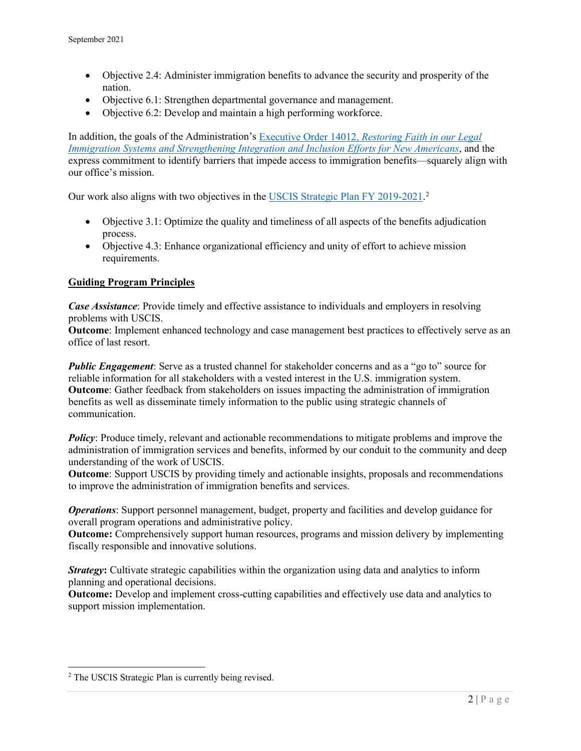- Objective 2.4: Administer immigration benefits to advance the security and prosperity of the nation.
- Objective 6.1: Strengthen departmental governance and management.
- Objective 6.2: Develop and maintain a high performing workforce.

In addition, the goals of the Administration's [Executive Order 14012, *Restoring Faith in our Legal Immigration Systems and Strengthening Integration and Inclusion Efforts for New Americans*](), and the express commitment to identify barriers that impede access to immigration benefits—squarely align with our office's mission.

Our work also aligns with two objectives in the [USCIS Strategic Plan FY 2019-2021]().[2]

- Objective 3.1: Optimize the quality and timeliness of all aspects of the benefits adjudication process.
- Objective 4.3: Enhance organizational efficiency and unity of effort to achieve mission requirements.

## Guiding Program Principles

***Case Assistance***: Provide timely and effective assistance to individuals and employers in resolving problems with USCIS.
**Outcome**: Implement enhanced technology and case management best practices to effectively serve as an office of last resort.

***Public Engagement***: Serve as a trusted channel for stakeholder concerns and as a "go to" source for reliable information for all stakeholders with a vested interest in the U.S. immigration system.
**Outcome**: Gather feedback from stakeholders on issues impacting the administration of immigration benefits as well as disseminate timely information to the public using strategic channels of communication.

***Policy***: Produce timely, relevant and actionable recommendations to mitigate problems and improve the administration of immigration services and benefits, informed by our conduit to the community and deep understanding of the work of USCIS.
**Outcome**: Support USCIS by providing timely and actionable insights, proposals and recommendations to improve the administration of immigration benefits and services.

***Operations***: Support personnel management, budget, property and facilities and develop guidance for overall program operations and administrative policy.
**Outcome:** Comprehensively support human resources, programs and mission delivery by implementing fiscally responsible and innovative solutions.

***Strategy*****:** Cultivate strategic capabilities within the organization using data and analytics to inform planning and operational decisions.
**Outcome:** Develop and implement cross-cutting capabilities and effectively use data and analytics to support mission implementation.

---

[2] The USCIS Strategic Plan is currently being revised.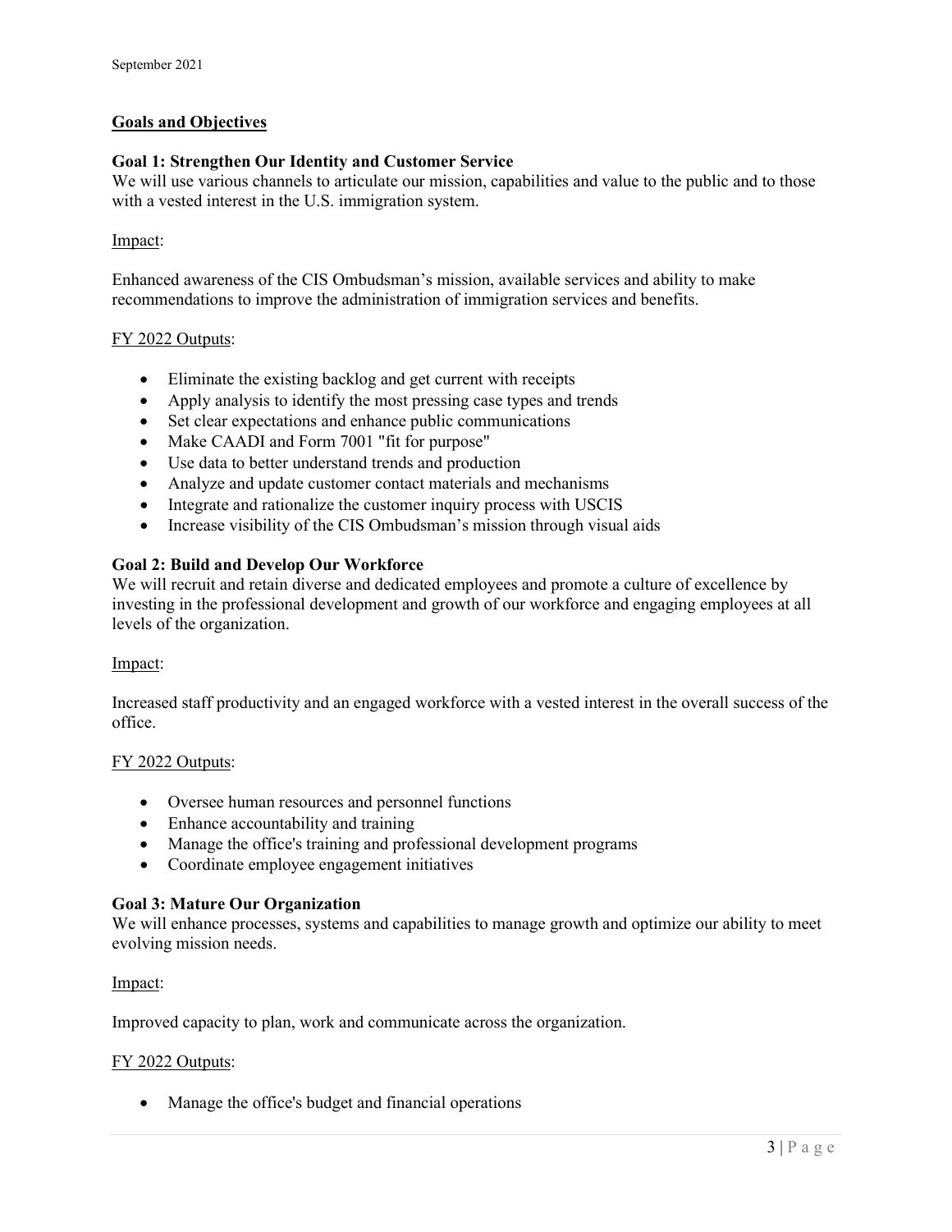## Goals and Objectives

### Goal 1: Strengthen Our Identity and Customer Service

We will use various channels to articulate our mission, capabilities and value to the public and to those with a vested interest in the U.S. immigration system.

Impact:

Enhanced awareness of the CIS Ombudsman's mission, available services and ability to make recommendations to improve the administration of immigration services and benefits.

FY 2022 Outputs:

- Eliminate the existing backlog and get current with receipts
- Apply analysis to identify the most pressing case types and trends
- Set clear expectations and enhance public communications
- Make CAADI and Form 7001 "fit for purpose"
- Use data to better understand trends and production
- Analyze and update customer contact materials and mechanisms
- Integrate and rationalize the customer inquiry process with USCIS
- Increase visibility of the CIS Ombudsman's mission through visual aids

### Goal 2: Build and Develop Our Workforce

We will recruit and retain diverse and dedicated employees and promote a culture of excellence by investing in the professional development and growth of our workforce and engaging employees at all levels of the organization.

Impact:

Increased staff productivity and an engaged workforce with a vested interest in the overall success of the office.

FY 2022 Outputs:

- Oversee human resources and personnel functions
- Enhance accountability and training
- Manage the office's training and professional development programs
- Coordinate employee engagement initiatives

### Goal 3: Mature Our Organization

We will enhance processes, systems and capabilities to manage growth and optimize our ability to meet evolving mission needs.

Impact:

Improved capacity to plan, work and communicate across the organization.

FY 2022 Outputs:

- Manage the office's budget and financial operations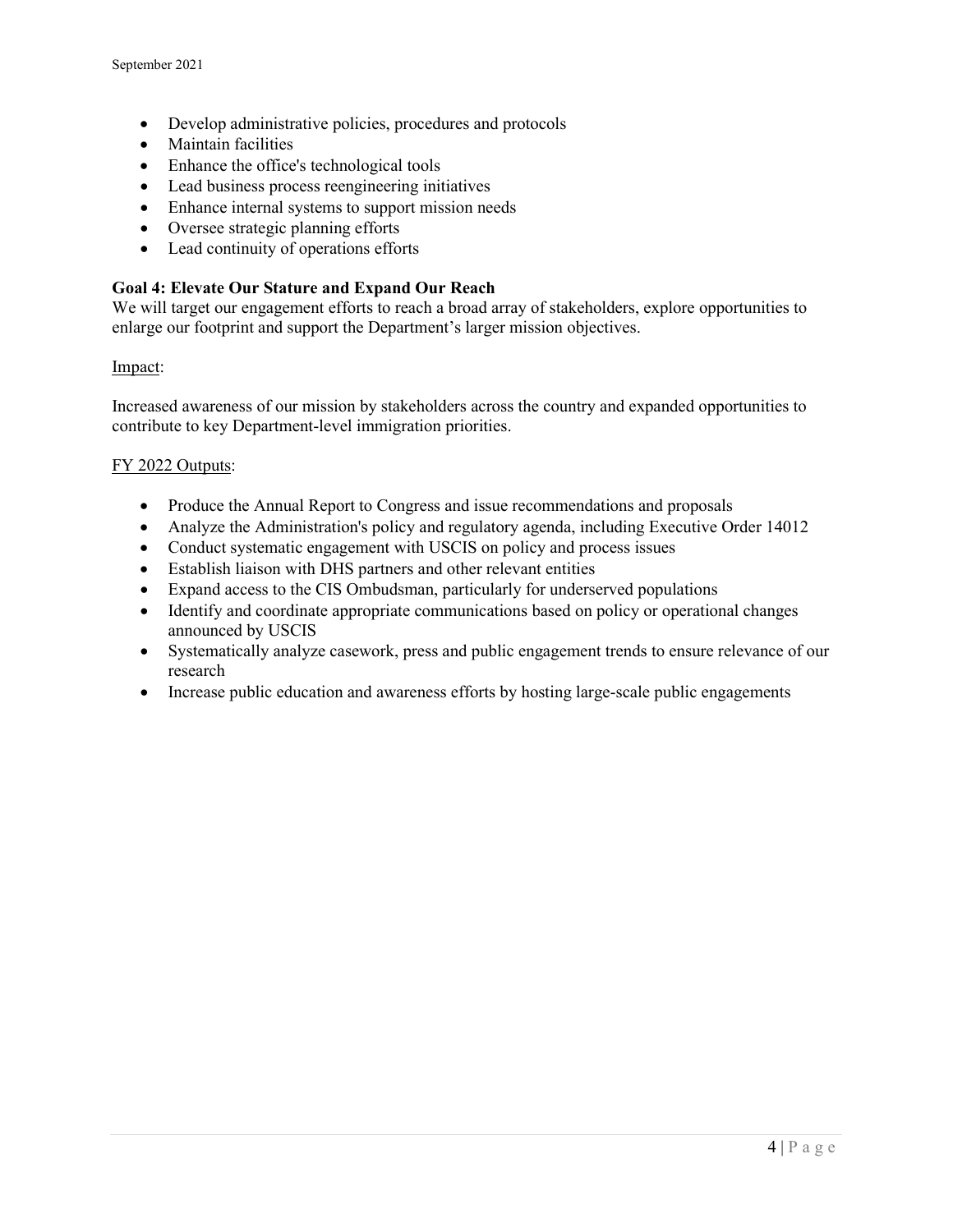- Develop administrative policies, procedures and protocols
- Maintain facilities
- Enhance the office's technological tools
- Lead business process reengineering initiatives
- Enhance internal systems to support mission needs
- Oversee strategic planning efforts
- Lead continuity of operations efforts

**Goal 4: Elevate Our Stature and Expand Our Reach**

We will target our engagement efforts to reach a broad array of stakeholders, explore opportunities to enlarge our footprint and support the Department's larger mission objectives.

Impact:

Increased awareness of our mission by stakeholders across the country and expanded opportunities to contribute to key Department-level immigration priorities.

FY 2022 Outputs:

- Produce the Annual Report to Congress and issue recommendations and proposals
- Analyze the Administration's policy and regulatory agenda, including Executive Order 14012
- Conduct systematic engagement with USCIS on policy and process issues
- Establish liaison with DHS partners and other relevant entities
- Expand access to the CIS Ombudsman, particularly for underserved populations
- Identify and coordinate appropriate communications based on policy or operational changes announced by USCIS
- Systematically analyze casework, press and public engagement trends to ensure relevance of our research
- Increase public education and awareness efforts by hosting large-scale public engagements